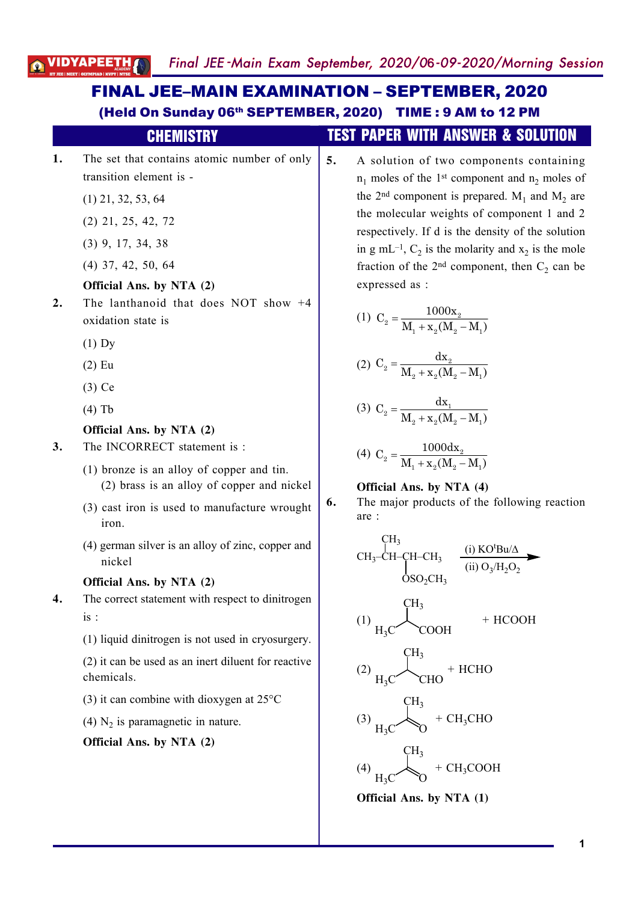# FINAL JEE–MAIN EXAMINATION – SEPTEMBER, 2020

**(Held On Sunday 06th SEPTEMBER, 2020) TIME : 9 AM to 12 PM**

## CHEMISTRY

## TEST PAPER WITH ANSWER & SOLUTION

**1.** The set that contains atomic number of only transition element is -

(1) 21, 32, 53, 64

(2) 21, 25, 42, 72

(3) 9, 17, 34, 38

(4) 37, 42, 50, 64

**Official Ans. by NTA (2)**

**2.** The lanthanoid that does NOT show +4 oxidation state is

(1) Dy

(2) Eu

(3) Ce

(4) Tb

**Official Ans. by NTA (2)**

**3.** The INCORRECT statement is :

(1) bronze is an alloy of copper and tin.

(2) brass is an alloy of copper and nickel

(3) cast iron is used to manufacture wrought iron.

(4) german silver is an alloy of zinc, copper and nickel

**Official Ans. by NTA (2)**

**4.** The correct statement with respect to dinitrogen is :

(1) liquid dinitrogen is not used in cryosurgery.

(2) it can be used as an inert diluent for reactive chemicals.

(3) it can combine with dioxygen at 25°C

(4) $N_2$ is paramagnetic in nature.

**Official Ans. by NTA (2)**

**5.** A solution of two components containing $n_1$ moles of the 1st component and $n_2$ moles of the 2nd component is prepared. $M_1$ and $M_2$ are the molecular weights of component 1 and 2 respectively. If d is the density of the solution in g $mL^{-1}$, $C_2$ is the molarity and $x_2$ is the mole fraction of the 2nd component, then $C_2$ can be expressed as :

(1) $C_2 = \dfrac{1000x_2}{M_1 + x_2(M_2 - M_1)}$

(2) $C_2 = \dfrac{dx_2}{M_2 + x_2(M_2 - M_1)}$

(3) $C_2 = \dfrac{dx_1}{M_2 + x_2(M_2 - M_1)}$

(4) $C_2 = \dfrac{1000dx_2}{M_1 + x_2(M_2 - M_1)}$

**Official Ans. by NTA (4)**

**6.** The major products of the following reaction are :

$CH_3-CH(CH_3)-CH(OSO_2CH_3)-CH_3 \xrightarrow[\text{(ii) } O_3/H_2O_2]{\text{(i) KO}^t\text{Bu}/\Delta}$

(1) $H_3C-CH(CH_3)-COOH$ + HCOOH

(2) $H_3C-CH(CH_3)-CHO$ + HCHO

(3) $H_3C-C(CH_3)=O$ + $CH_3CHO$

(4) $H_3C-C(CH_3)=O$ + $CH_3COOH$

**Official Ans. by NTA (1)**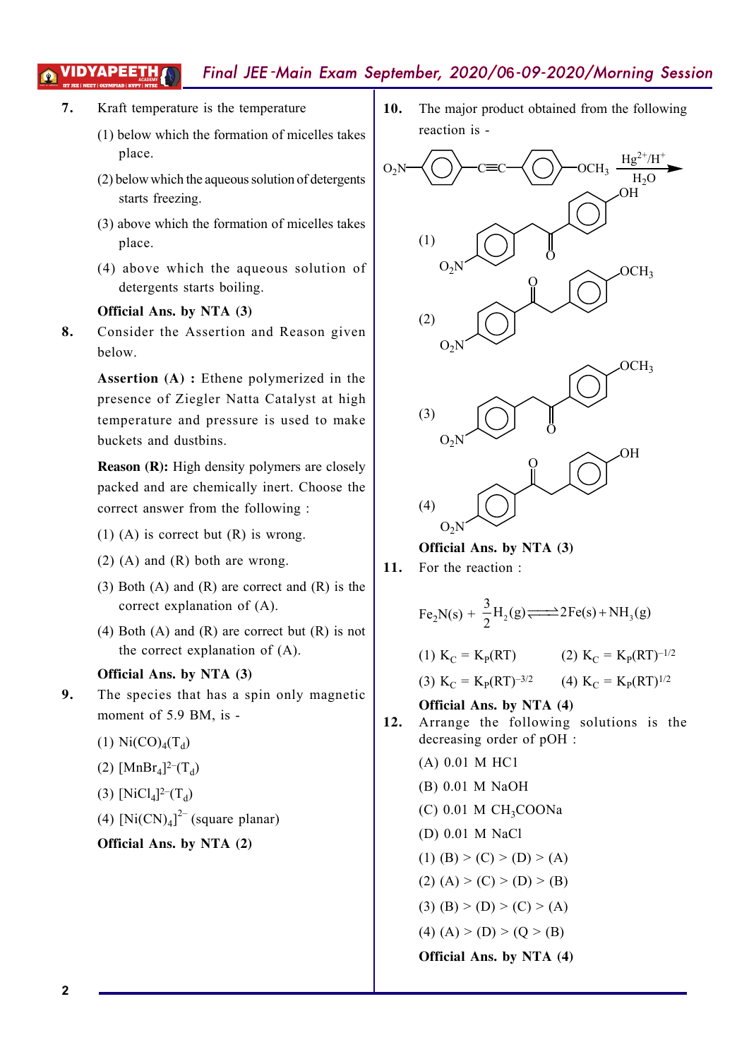**7.** Kraft temperature is the temperature

(1) below which the formation of micelles takes place.

(2) below which the aqueous solution of detergents starts freezing.

(3) above which the formation of micelles takes place.

(4) above which the aqueous solution of detergents starts boiling.

**Official Ans. by NTA (3)**

**8.** Consider the Assertion and Reason given below.

**Assertion (A) :** Ethene polymerized in the presence of Ziegler Natta Catalyst at high temperature and pressure is used to make buckets and dustbins.

**Reason (R):** High density polymers are closely packed and are chemically inert. Choose the correct answer from the following :

(1) (A) is correct but (R) is wrong.

(2) (A) and (R) both are wrong.

(3) Both (A) and (R) are correct and (R) is the correct explanation of (A).

(4) Both (A) and (R) are correct but (R) is not the correct explanation of (A).

**Official Ans. by NTA (3)**

**9.** The species that has a spin only magnetic moment of 5.9 BM, is -

(1) $Ni(CO)_4(T_d)$

(2) $[MnBr_4]^{2-}(T_d)$

(3) $[NiCl_4]^{2-}(T_d)$

(4) $[Ni(CN)_4]^{2-}$ (square planar)

**Official Ans. by NTA (2)**

**10.** The major product obtained from the following reaction is -

$O_2N-C_6H_4-C\equiv C-C_6H_4-OCH_3 \xrightarrow[H_2O]{Hg^{2+}/H^+}$

(1) $O_2N-C_6H_4-CH_2-CO-C_6H_4-OH$

(2) $O_2N-C_6H_4-CO-CH_2-C_6H_4-OCH_3$

(3) $O_2N-C_6H_4-CH_2-CO-C_6H_4-OCH_3$

(4) $O_2N-C_6H_4-CO-CH_2-C_6H_4-OH$

**Official Ans. by NTA (3)**

**11.** For the reaction :

$$Fe_2N(s) + \frac{3}{2}H_2(g) \rightleftharpoons 2Fe(s) + NH_3(g)$$

(1) $K_C = K_P(RT)$

(2) $K_C = K_P(RT)^{-1/2}$

(3) $K_C = K_P(RT)^{-3/2}$

(4) $K_C = K_P(RT)^{1/2}$

**Official Ans. by NTA (4)**

**12.** Arrange the following solutions is the decreasing order of pOH :

(A) 0.01 M HC1

(B) 0.01 M NaOH

(C) 0.01 M $CH_3COONa$

(D) 0.01 M NaCl

(1) (B) > (C) > (D) > (A)

(2) (A) > (C) > (D) > (B)

(3) (B) > (D) > (C) > (A)

(4) (A) > (D) > (Q > (B)

**Official Ans. by NTA (4)**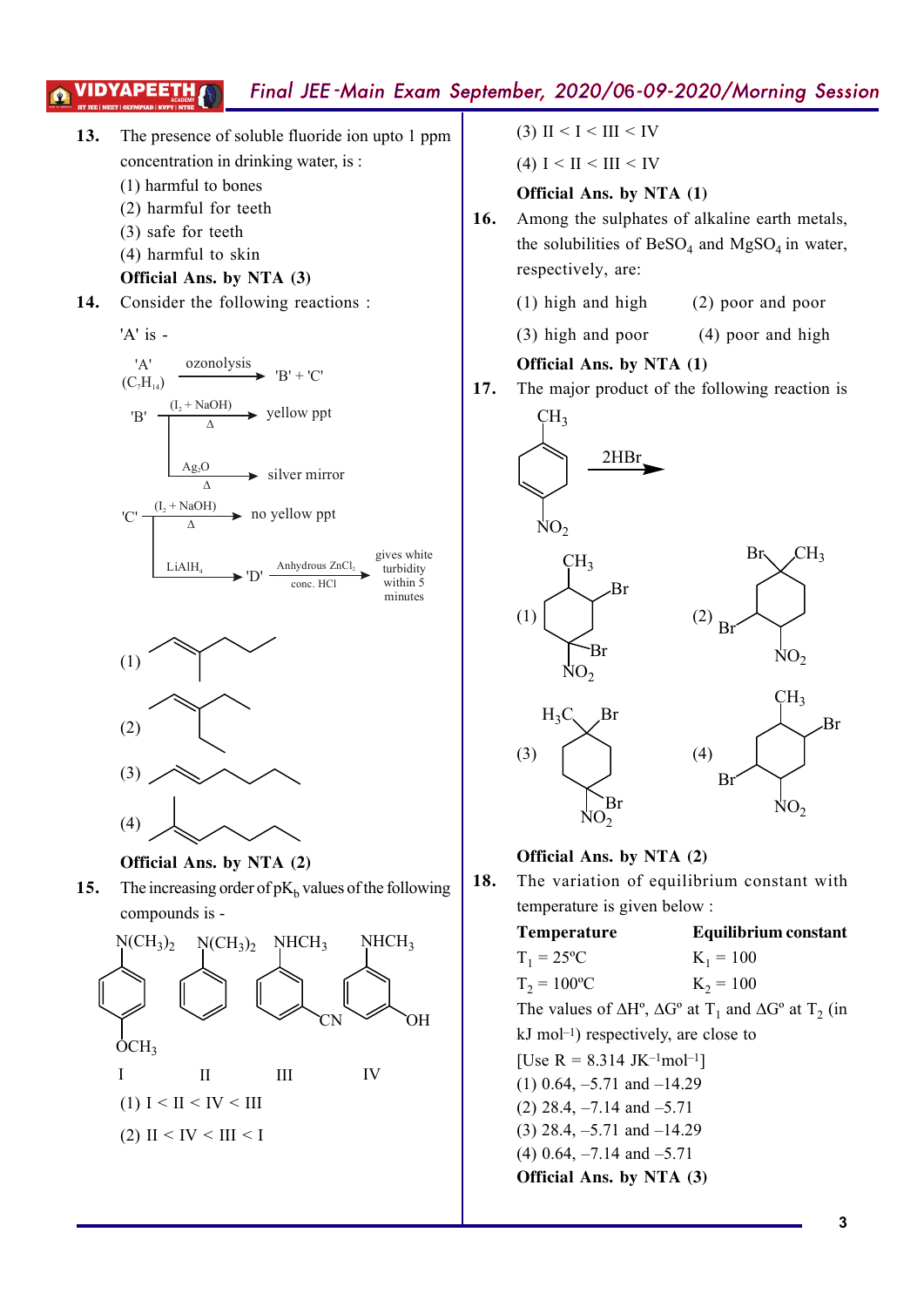**13.** The presence of soluble fluoride ion upto 1 ppm concentration in drinking water, is :

(1) harmful to bones

(2) harmful for teeth

(3) safe for teeth

(4) harmful to skin

**Official Ans. by NTA (3)**

**14.** Consider the following reactions :

'A' is -

'A' ($C_7H_{14}$) $\xrightarrow{\text{ozonolysis}}$ 'B' + 'C'

'B' $\xrightarrow[\Delta]{(I_2 + NaOH)}$ yellow ppt

'B' $\xrightarrow[\Delta]{Ag_2O}$ silver mirror

'C' $\xrightarrow[\Delta]{(I_2 + NaOH)}$ no yellow ppt

'C' $\xrightarrow{LiAlH_4}$ 'D' $\xrightarrow[\text{conc. HCl}]{\text{Anhydrous } ZnCl_2}$ gives white turbidity within 5 minutes

(1)

(2)

(3)

(4)

**Official Ans. by NTA (2)**

**15.** The increasing order of $pK_b$ values of the following compounds is -

| I | II | III | IV |
|---|---|---|---|
| $N(CH_3)_2$, $OCH_3$ (para) | $N(CH_3)_2$ | $NHCH_3$, CN (meta) | $NHCH_3$, OH (meta) |

(1) I < II < IV < III

(2) II < IV < III < I

(3) II < I < III < IV

(4) I < II < III < IV

**Official Ans. by NTA (1)**

**16.** Among the sulphates of alkaline earth metals, the solubilities of $BeSO_4$ and $MgSO_4$ in water, respectively, are:

(1) high and high

(2) poor and poor

(3) high and poor

(4) poor and high

**Official Ans. by NTA (1)**

**17.** The major product of the following reaction is

(Substrate: ring with $CH_3$ and $NO_2$) $\xrightarrow{2HBr}$

(1)

(2)

(3)

(4)

**Official Ans. by NTA (2)**

**18.** The variation of equilibrium constant with temperature is given below :

| Temperature | Equilibrium constant |
|---|---|
| $T_1 = 25°C$ | $K_1 = 100$ |
| $T_2 = 100°C$ | $K_2 = 100$ |

The values of $\Delta H°$, $\Delta G°$ at $T_1$ and $\Delta G°$ at $T_2$ (in kJ $mol^{-1}$) respectively, are close to

[Use R = 8.314 $JK^{-1}mol^{-1}$]

(1) 0.64, –5.71 and –14.29

(2) 28.4, –7.14 and –5.71

(3) 28.4, –5.71 and –14.29

(4) 0.64, –7.14 and –5.71

**Official Ans. by NTA (3)**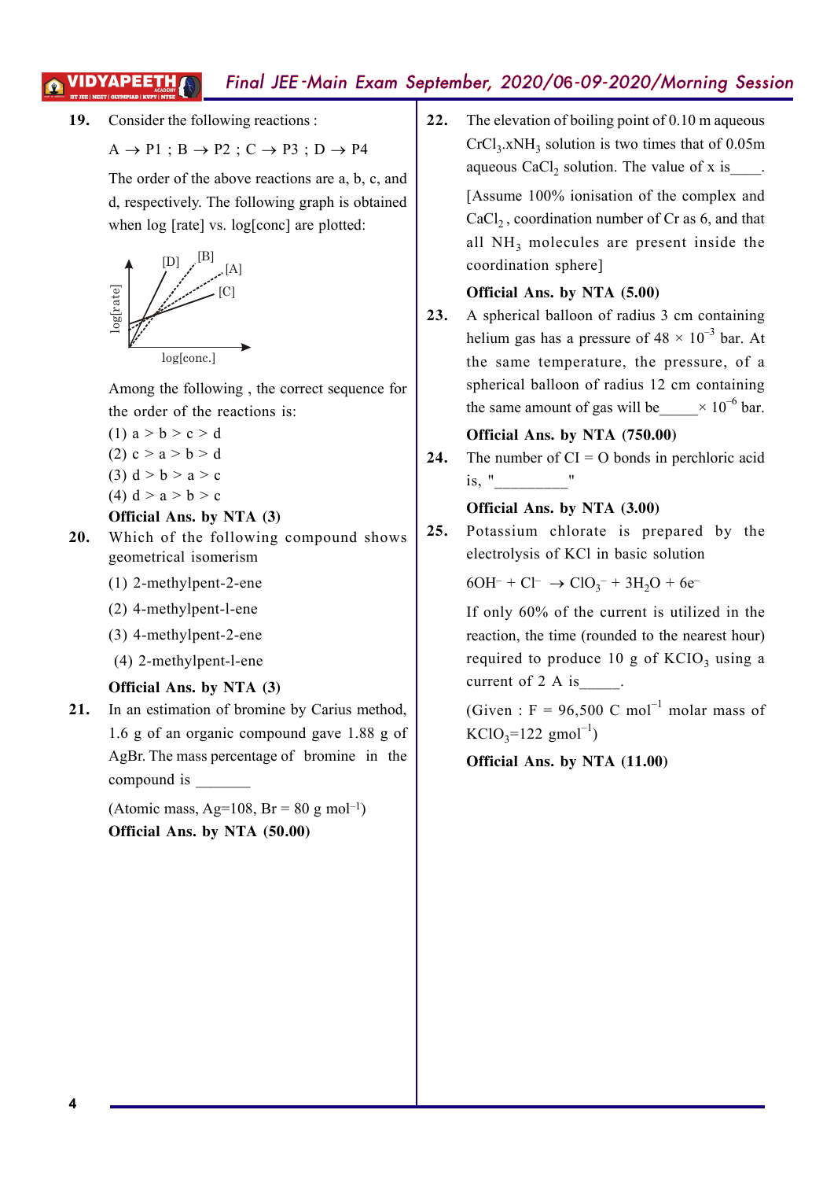**19.** Consider the following reactions :

$A \rightarrow P1$ ; $B \rightarrow P2$ ; $C \rightarrow P3$ ; $D \rightarrow P4$

The order of the above reactions are a, b, c, and d, respectively. The following graph is obtained when log [rate] vs. log[conc] are plotted:

[D] [B] [A] [C]

log[rate]

log[conc.]

Among the following , the correct sequence for the order of the reactions is:

(1) a > b > c > d

(2) c > a > b > d

(3) d > b > a > c

(4) d > a > b > c

**Official Ans. by NTA (3)**

**20.** Which of the following compound shows geometrical isomerism

(1) 2-methylpent-2-ene

(2) 4-methylpent-l-ene

(3) 4-methylpent-2-ene

(4) 2-methylpent-l-ene

**Official Ans. by NTA (3)**

**21.** In an estimation of bromine by Carius method, 1.6 g of an organic compound gave 1.88 g of AgBr. The mass percentage of bromine in the compound is _______

(Atomic mass, Ag=108, Br = 80 g $mol^{-1}$)

**Official Ans. by NTA (50.00)**

**22.** The elevation of boiling point of 0.10 m aqueous $CrCl_3.xNH_3$ solution is two times that of 0.05m aqueous $CaCl_2$ solution. The value of x is____.

[Assume 100% ionisation of the complex and $CaCl_2$, coordination number of Cr as 6, and that all $NH_3$ molecules are present inside the coordination sphere]

**Official Ans. by NTA (5.00)**

**23.** A spherical balloon of radius 3 cm containing helium gas has a pressure of $48 \times 10^{-3}$ bar. At the same temperature, the pressure, of a spherical balloon of radius 12 cm containing the same amount of gas will be_____$\times 10^{-6}$ bar.

**Official Ans. by NTA (750.00)**

**24.** The number of Cl = O bonds in perchloric acid is, "_________"

**Official Ans. by NTA (3.00)**

**25.** Potassium chlorate is prepared by the electrolysis of KCl in basic solution

$6OH^- + Cl^- \rightarrow ClO_3^- + 3H_2O + 6e^-$

If only 60% of the current is utilized in the reaction, the time (rounded to the nearest hour) required to produce 10 g of $KClO_3$ using a current of 2 A is_____.

(Given : F = 96,500 C $mol^{-1}$ molar mass of $KClO_3$=122 $gmol^{-1}$)

**Official Ans. by NTA (11.00)**